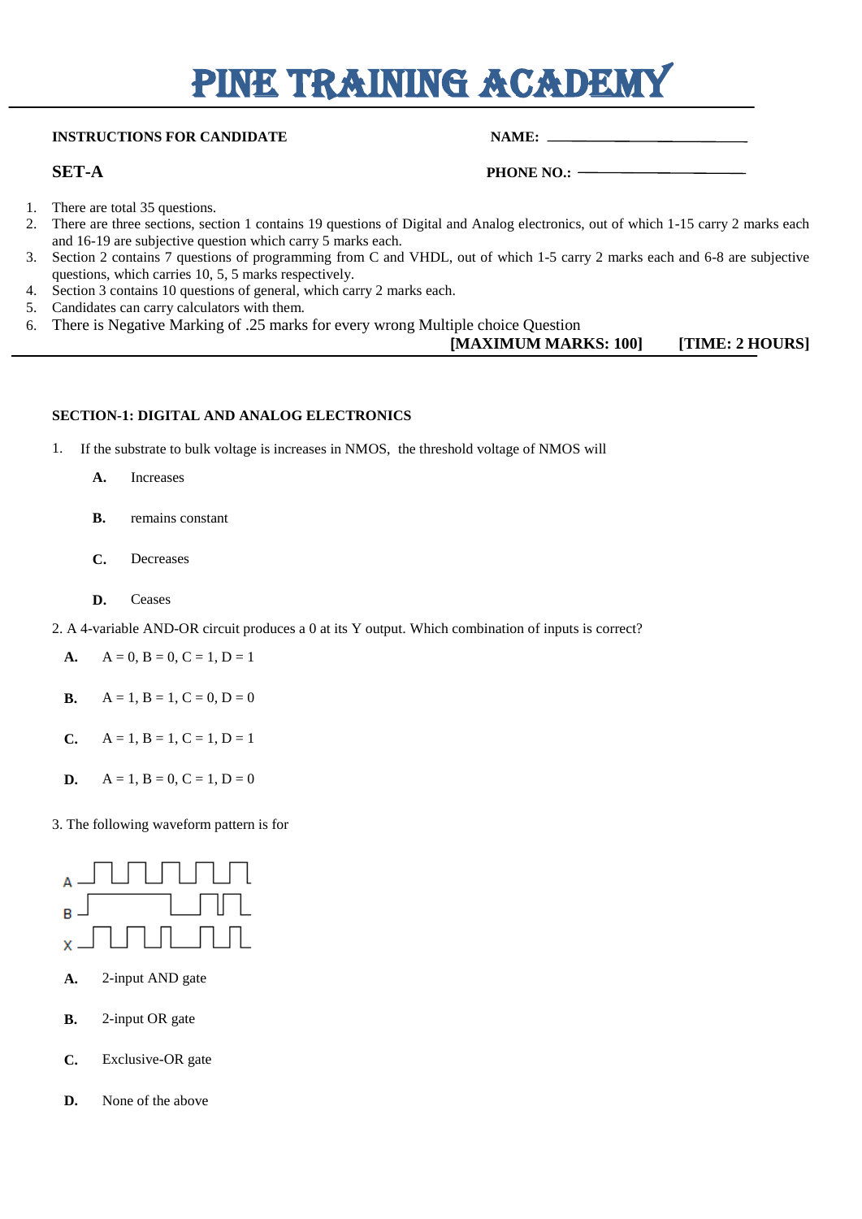# PINE TRAINING ACADEMY

**INSTRUCTIONS FOR CANDIDATE** **NAME:** ____________________

**SET-A** **PHONE NO.:** ____________________

1. There are total 35 questions.
2. There are three sections, section 1 contains 19 questions of Digital and Analog electronics, out of which 1-15 carry 2 marks each and 16-19 are subjective question which carry 5 marks each.
3. Section 2 contains 7 questions of programming from C and VHDL, out of which 1-5 carry 2 marks each and 6-8 are subjective questions, which carries 10, 5, 5 marks respectively.
4. Section 3 contains 10 questions of general, which carry 2 marks each.
5. Candidates can carry calculators with them.
6. There is Negative Marking of .25 marks for every wrong Multiple choice Question

**[MAXIMUM MARKS: 100]** **[TIME: 2 HOURS]**

---

**SECTION-1: DIGITAL AND ANALOG ELECTRONICS**

1. If the substrate to bulk voltage is increases in NMOS, the threshold voltage of NMOS will

   **A.** Increases

   **B.** remains constant

   **C.** Decreases

   **D.** Ceases

2. A 4-variable AND-OR circuit produces a 0 at its Y output. Which combination of inputs is correct?

   **A.** A = 0, B = 0, C = 1, D = 1

   **B.** A = 1, B = 1, C = 0, D = 0

   **C.** A = 1, B = 1, C = 1, D = 1

   **D.** A = 1, B = 0, C = 1, D = 0

3. The following waveform pattern is for

   A, B, X

   **A.** 2-input AND gate

   **B.** 2-input OR gate

   **C.** Exclusive-OR gate

   **D.** None of the above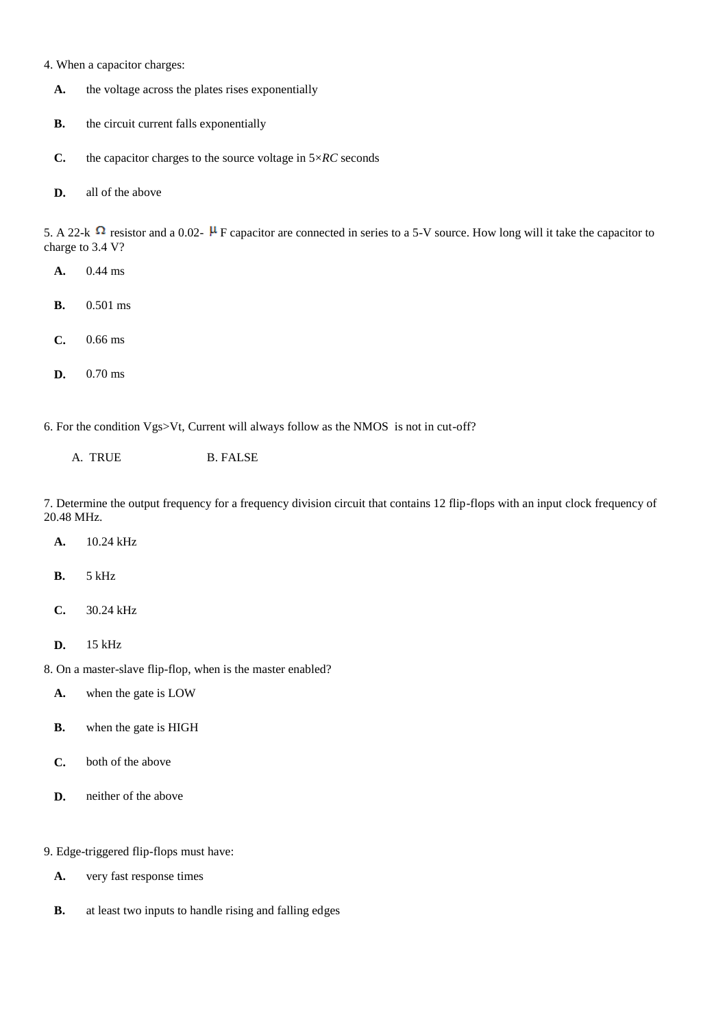4. When a capacitor charges:

**A.** the voltage across the plates rises exponentially

**B.** the circuit current falls exponentially

**C.** the capacitor charges to the source voltage in 5×*RC* seconds

**D.** all of the above

5. A 22-k Ω resistor and a 0.02- μ F capacitor are connected in series to a 5-V source. How long will it take the capacitor to charge to 3.4 V?

**A.** 0.44 ms

**B.** 0.501 ms

**C.** 0.66 ms

**D.** 0.70 ms

6. For the condition Vgs>Vt, Current will always follow as the NMOS is not in cut-off?

A. TRUE B. FALSE

7. Determine the output frequency for a frequency division circuit that contains 12 flip-flops with an input clock frequency of 20.48 MHz.

**A.** 10.24 kHz

**B.** 5 kHz

**C.** 30.24 kHz

**D.** 15 kHz

8. On a master-slave flip-flop, when is the master enabled?

**A.** when the gate is LOW

**B.** when the gate is HIGH

**C.** both of the above

**D.** neither of the above

9. Edge-triggered flip-flops must have:

**A.** very fast response times

**B.** at least two inputs to handle rising and falling edges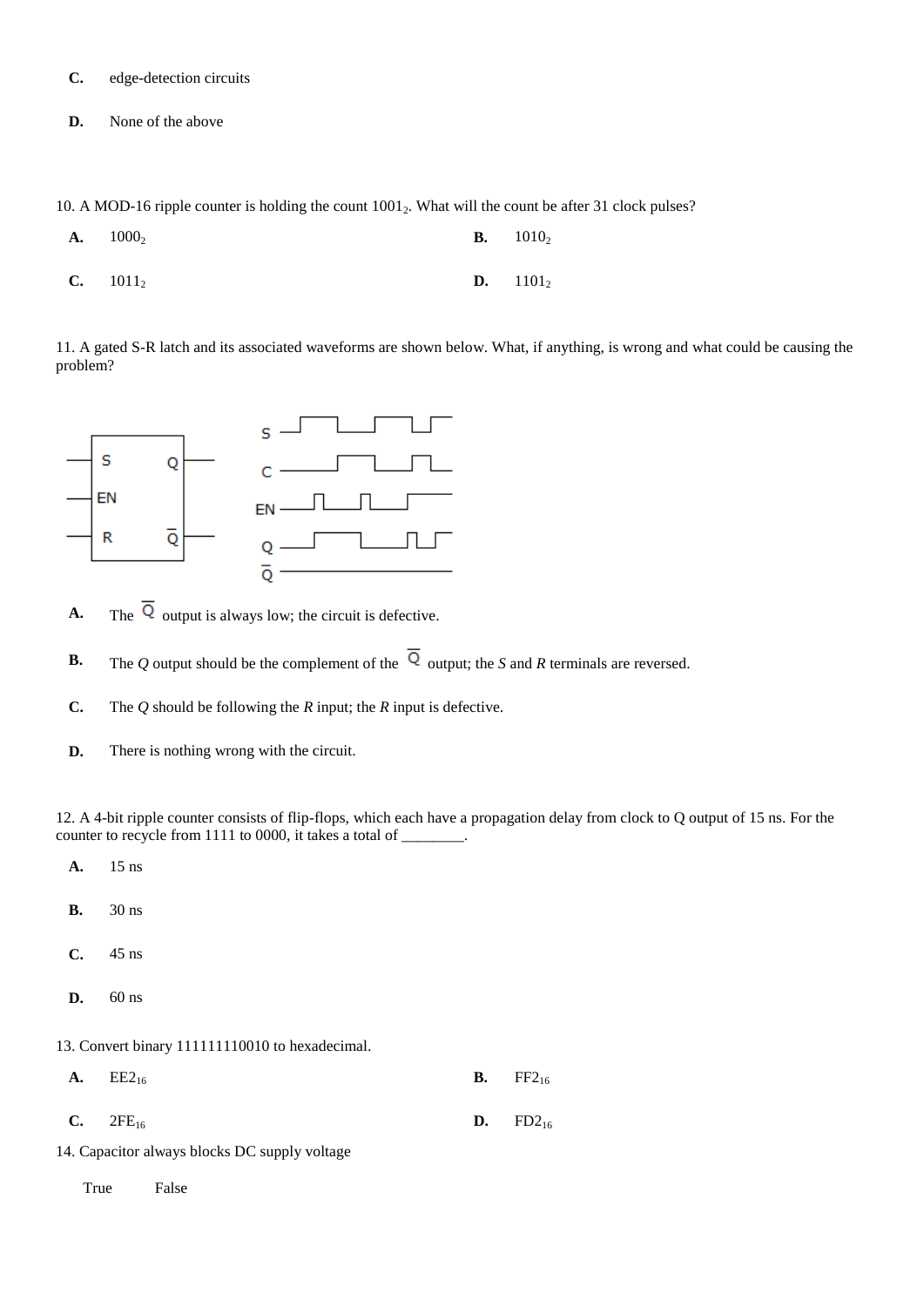**C.** edge-detection circuits

**D.** None of the above

10. A MOD-16 ripple counter is holding the count $1001_2$. What will the count be after 31 clock pulses?

**A.** $1000_2$

**B.** $1010_2$

**C.** $1011_2$

**D.** $1101_2$

11. A gated S-R latch and its associated waveforms are shown below. What, if anything, is wrong and what could be causing the problem?

**A.** The $\overline{Q}$ output is always low; the circuit is defective.

**B.** The *Q* output should be the complement of the $\overline{Q}$ output; the *S* and *R* terminals are reversed.

**C.** The *Q* should be following the *R* input; the *R* input is defective.

**D.** There is nothing wrong with the circuit.

12. A 4-bit ripple counter consists of flip-flops, which each have a propagation delay from clock to Q output of 15 ns. For the counter to recycle from 1111 to 0000, it takes a total of ________.

**A.** 15 ns

**B.** 30 ns

**C.** 45 ns

**D.** 60 ns

13. Convert binary 111111110010 to hexadecimal.

**A.** $EE2_{16}$

**B.** $FF2_{16}$

**C.** $2FE_{16}$

**D.** $FD2_{16}$

14. Capacitor always blocks DC supply voltage

True False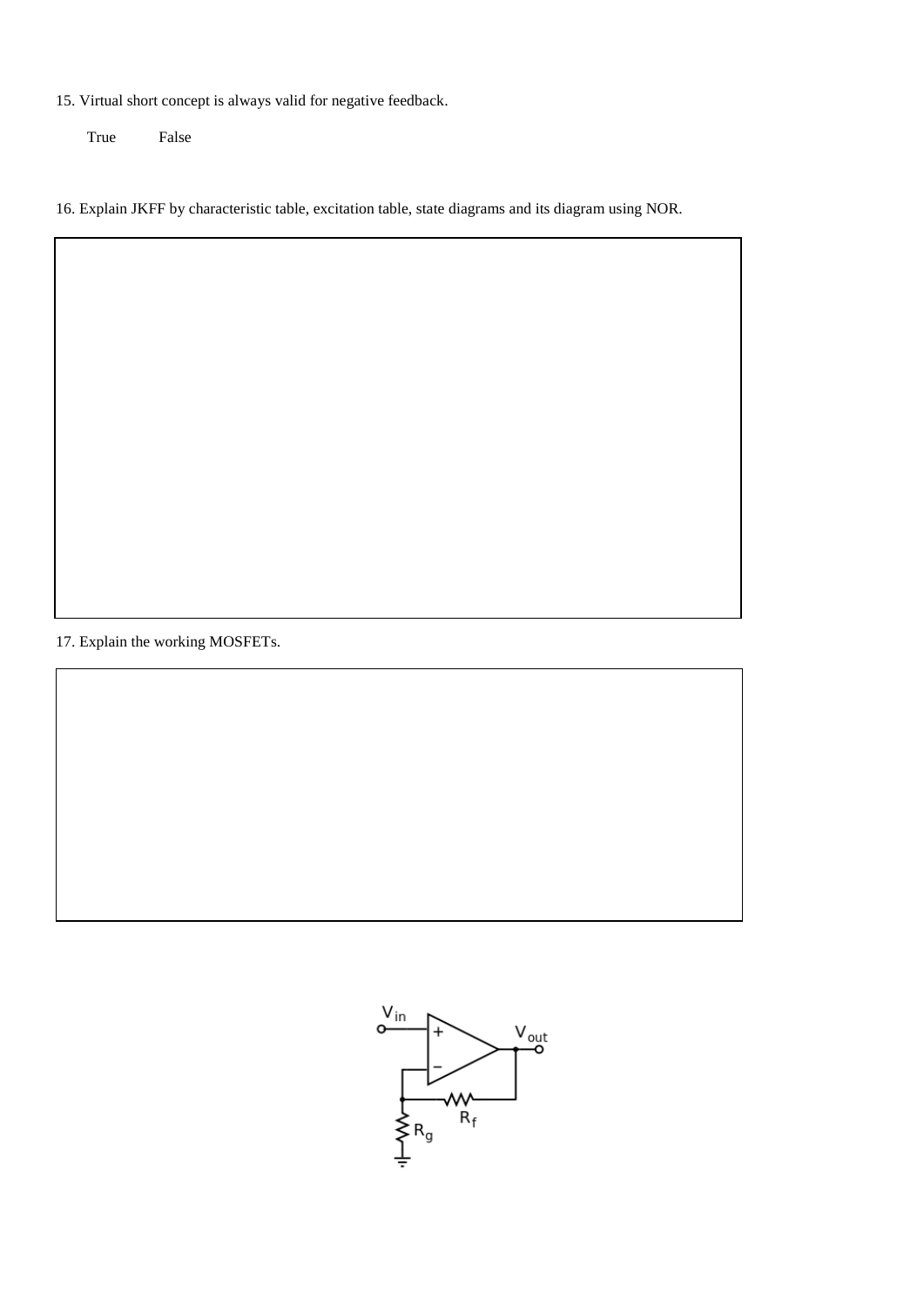15. Virtual short concept is always valid for negative feedback.

True False

16. Explain JKFF by characteristic table, excitation table, state diagrams and its diagram using NOR.

17. Explain the working MOSFETs.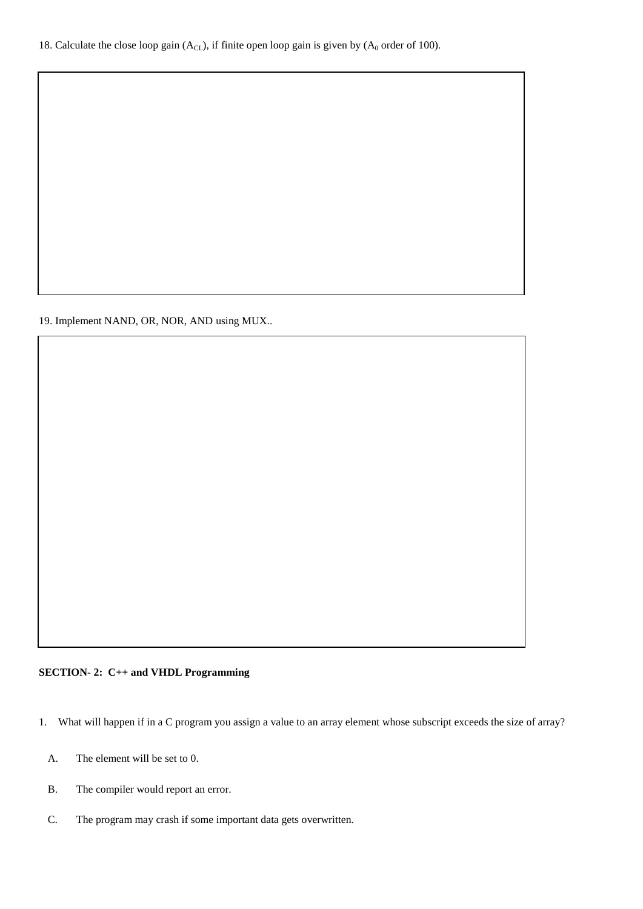18. Calculate the close loop gain ($A_{CL}$), if finite open loop gain is given by ($A_0$ order of 100).

19. Implement NAND, OR, NOR, AND using MUX..

**SECTION- 2: C++ and VHDL Programming**

1. What will happen if in a C program you assign a value to an array element whose subscript exceeds the size of array?

   A. The element will be set to 0.

   B. The compiler would report an error.

   C. The program may crash if some important data gets overwritten.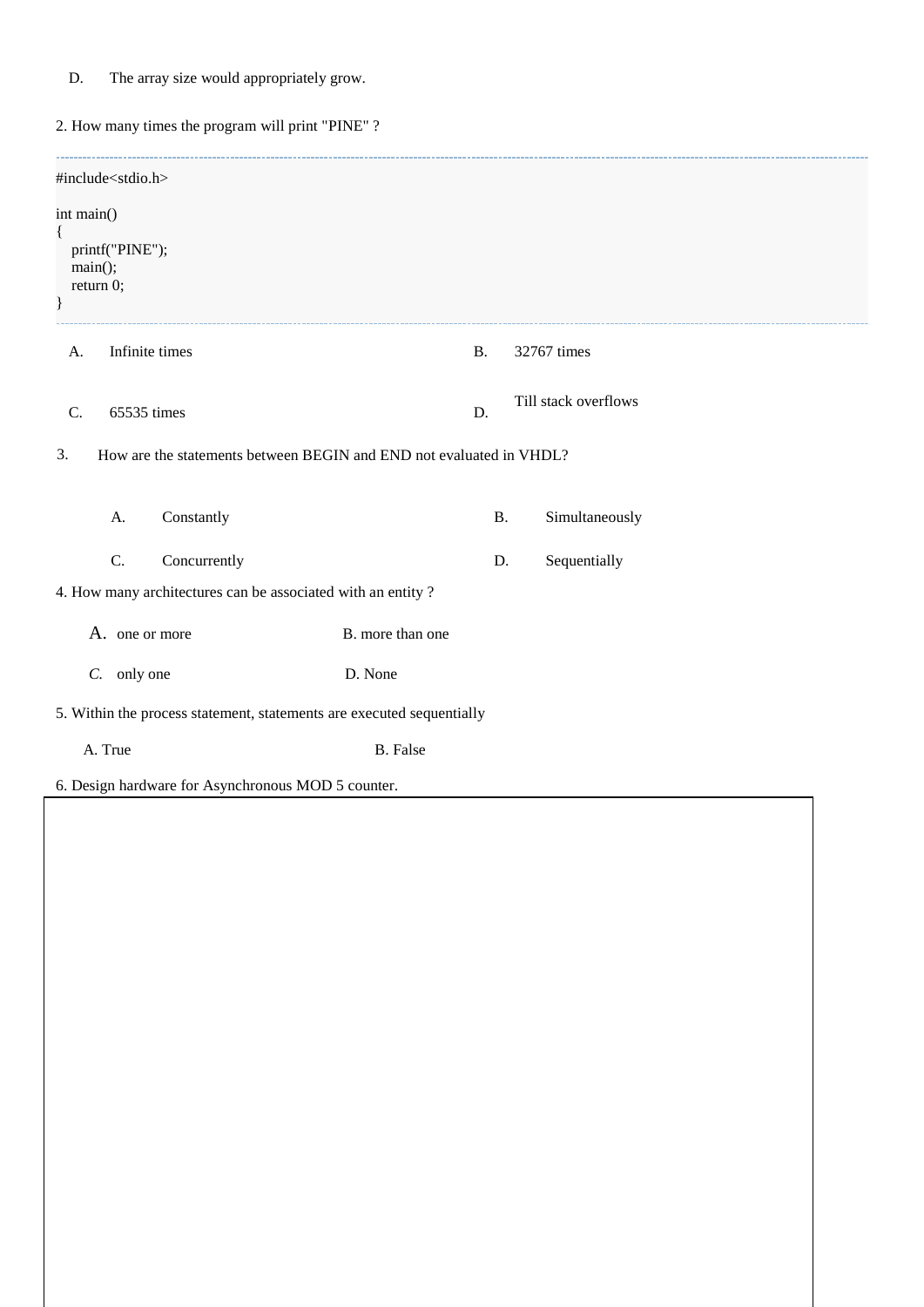D. The array size would appropriately grow.

2. How many times the program will print "PINE" ?

```
#include<stdio.h>

int main()
{
   printf("PINE");
   main();
   return 0;
}
```

A. Infinite times

B. 32767 times

C. 65535 times

D. Till stack overflows

3. How are the statements between BEGIN and END not evaluated in VHDL?

A. Constantly

B. Simultaneously

C. Concurrently

D. Sequentially

4. How many architectures can be associated with an entity ?

A. one or more

B. more than one

*C.* only one

D. None

5. Within the process statement, statements are executed sequentially

A. True

B. False

6. Design hardware for Asynchronous MOD 5 counter.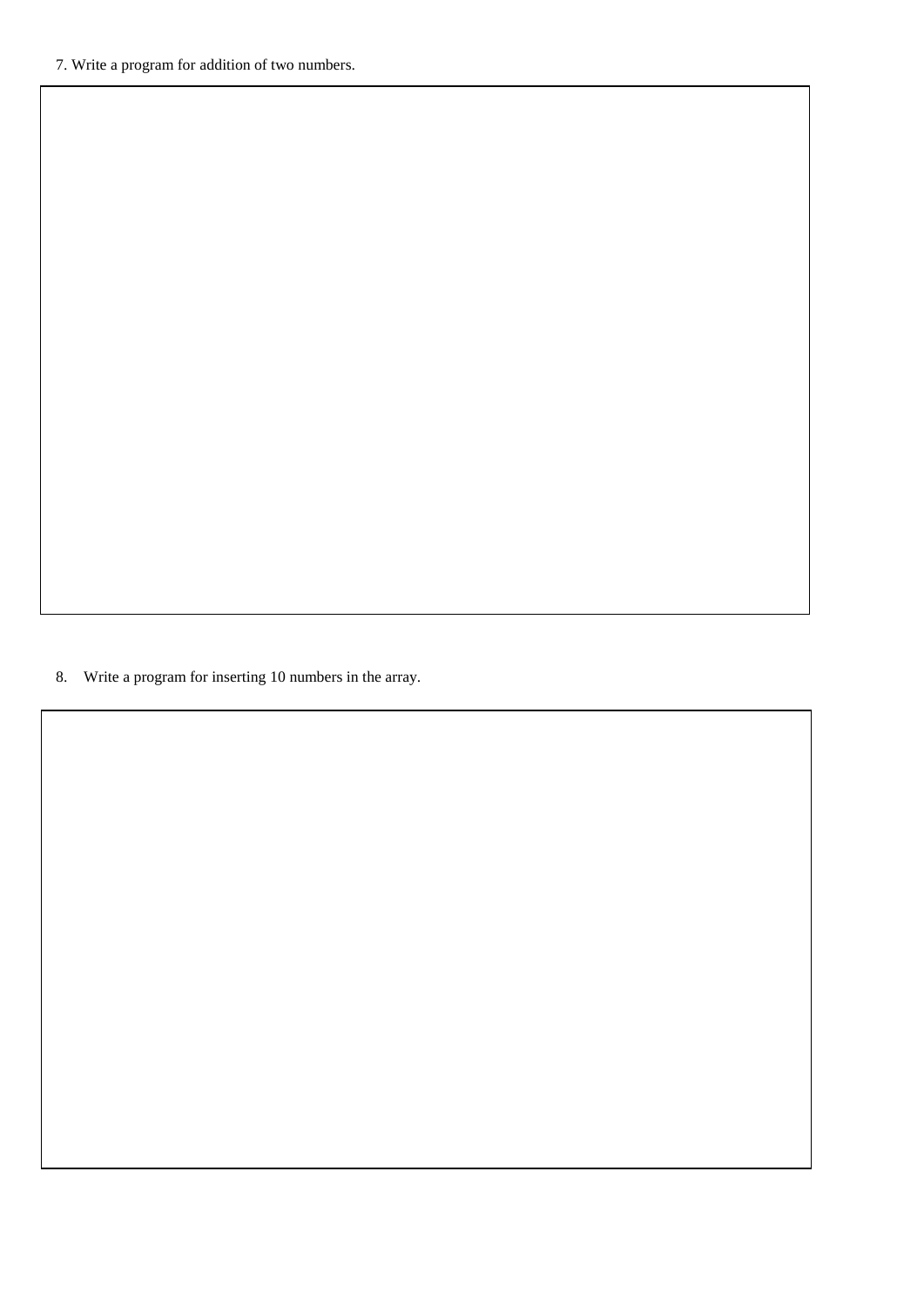7. Write a program for addition of two numbers.

8. Write a program for inserting 10 numbers in the array.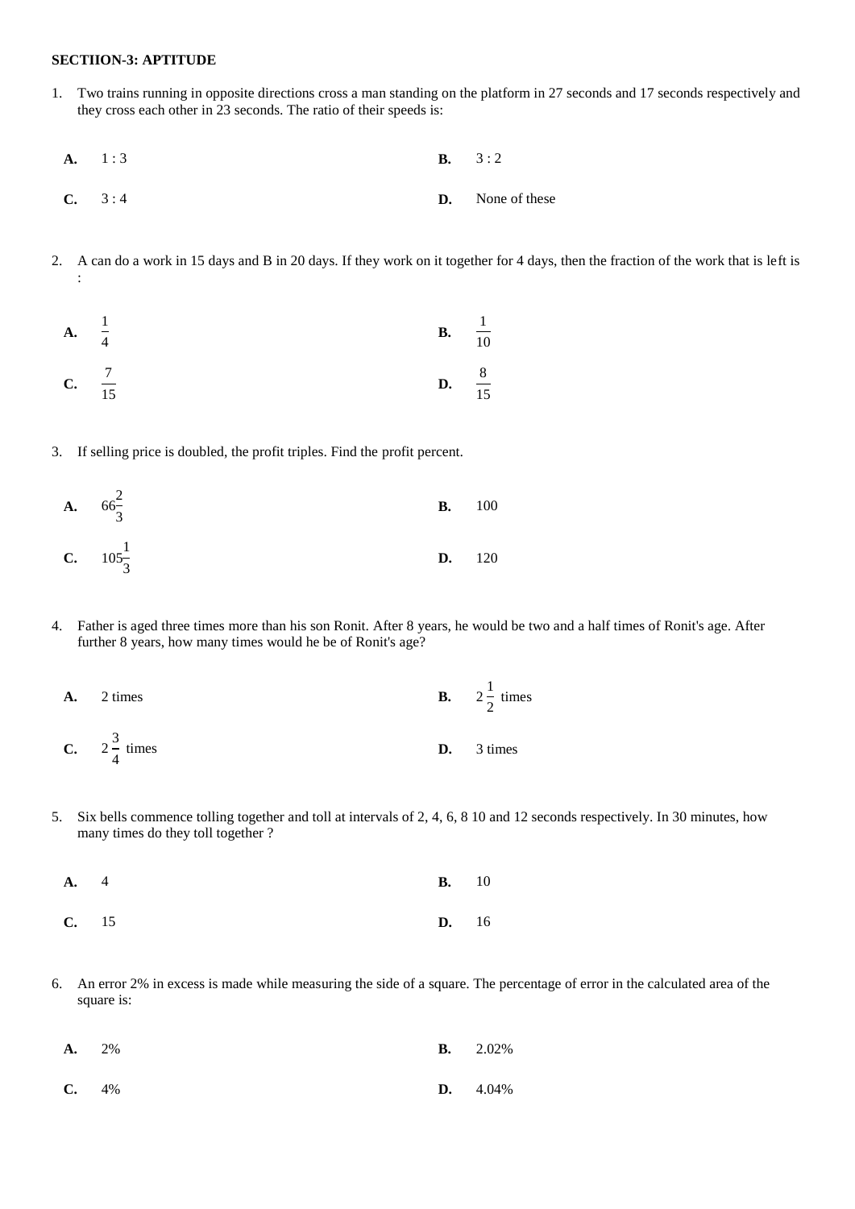**SECTIION-3: APTITUDE**

1. Two trains running in opposite directions cross a man standing on the platform in 27 seconds and 17 seconds respectively and they cross each other in 23 seconds. The ratio of their speeds is:

   **A.** 1 : 3 &nbsp;&nbsp;&nbsp;&nbsp; **B.** 3 : 2

   **C.** 3 : 4 &nbsp;&nbsp;&nbsp;&nbsp; **D.** None of these

2. A can do a work in 15 days and B in 20 days. If they work on it together for 4 days, then the fraction of the work that is left is :

   **A.** $\frac{1}{4}$ &nbsp;&nbsp;&nbsp;&nbsp; **B.** $\frac{1}{10}$

   **C.** $\frac{7}{15}$ &nbsp;&nbsp;&nbsp;&nbsp; **D.** $\frac{8}{15}$

3. If selling price is doubled, the profit triples. Find the profit percent.

   **A.** $66\frac{2}{3}$ &nbsp;&nbsp;&nbsp;&nbsp; **B.** 100

   **C.** $105\frac{1}{3}$ &nbsp;&nbsp;&nbsp;&nbsp; **D.** 120

4. Father is aged three times more than his son Ronit. After 8 years, he would be two and a half times of Ronit's age. After further 8 years, how many times would he be of Ronit's age?

   **A.** 2 times &nbsp;&nbsp;&nbsp;&nbsp; **B.** $2\frac{1}{2}$ times

   **C.** $2\frac{3}{4}$ times &nbsp;&nbsp;&nbsp;&nbsp; **D.** 3 times

5. Six bells commence tolling together and toll at intervals of 2, 4, 6, 8 10 and 12 seconds respectively. In 30 minutes, how many times do they toll together ?

   **A.** 4 &nbsp;&nbsp;&nbsp;&nbsp; **B.** 10

   **C.** 15 &nbsp;&nbsp;&nbsp;&nbsp; **D.** 16

6. An error 2% in excess is made while measuring the side of a square. The percentage of error in the calculated area of the square is:

   **A.** 2% &nbsp;&nbsp;&nbsp;&nbsp; **B.** 2.02%

   **C.** 4% &nbsp;&nbsp;&nbsp;&nbsp; **D.** 4.04%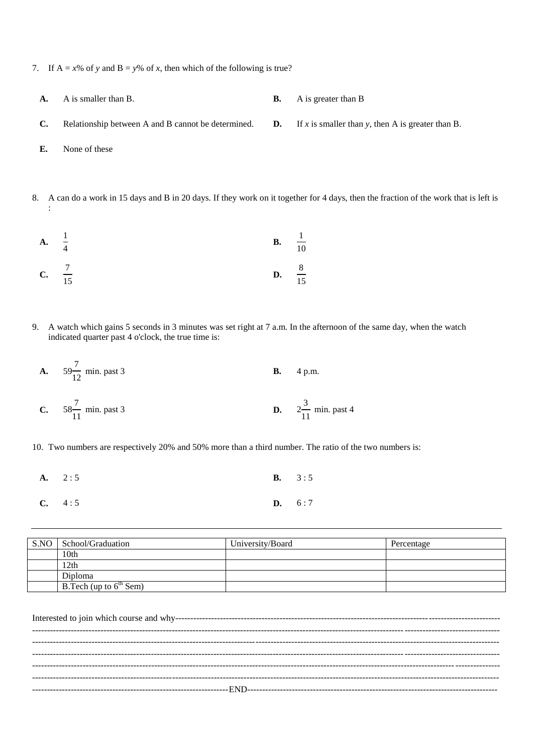7. If A = $x$% of $y$ and B = $y$% of $x$, then which of the following is true?

**A.** A is smaller than B.

**B.** A is greater than B

**C.** Relationship between A and B cannot be determined.

**D.** If $x$ is smaller than $y$, then A is greater than B.

**E.** None of these

8. A can do a work in 15 days and B in 20 days. If they work on it together for 4 days, then the fraction of the work that is left is :

**A.** $\frac{1}{4}$

**B.** $\frac{1}{10}$

**C.** $\frac{7}{15}$

**D.** $\frac{8}{15}$

9. A watch which gains 5 seconds in 3 minutes was set right at 7 a.m. In the afternoon of the same day, when the watch indicated quarter past 4 o'clock, the true time is:

**A.** $59\frac{7}{12}$ min. past 3

**B.** 4 p.m.

**C.** $58\frac{7}{11}$ min. past 3

**D.** $2\frac{3}{11}$ min. past 4

10. Two numbers are respectively 20% and 50% more than a third number. The ratio of the two numbers is:

**A.** 2 : 5

**B.** 3 : 5

**C.** 4 : 5

**D.** 6 : 7

---

| S.NO | School/Graduation | University/Board | Percentage |
|---|---|---|---|
| | 10th | | |
| | 12th | | |
| | Diploma | | |
| | B.Tech (up to 6th Sem) | | |

Interested to join which course and why----------------------------------------------------------------------------------------------------------------------

----------------------------------------------------------------------------------------------------------------------------------------------------------------

----------------------------------------------------------------------------------------------------------------------------------------------------------------

----------------------------------------------------------------------------------------------------------------------------------------------------------------

----------------------------------------------------------------------------------------------------------------------------------------------------------------

----------------------------------------------------------------------------------------------------------------------------------------------------------------

------------------------------------------------------------------END-----------------------------------------------------------------------------------